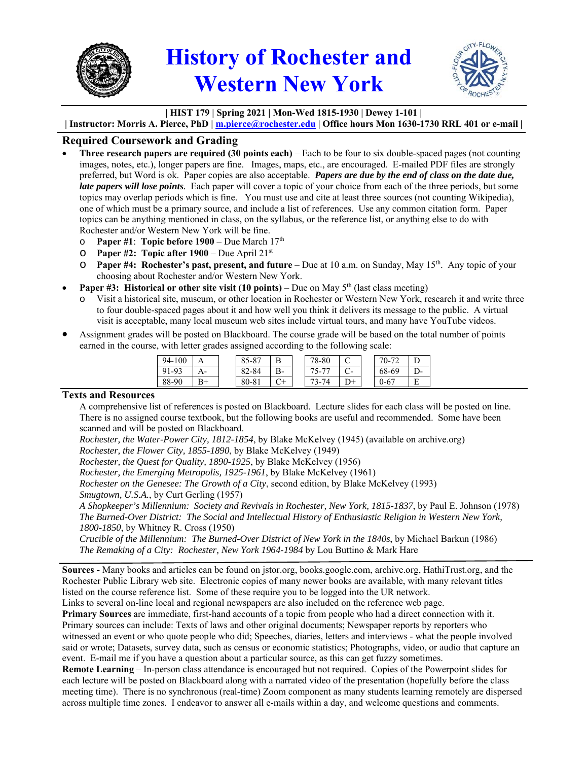# History of Rochester and Western New York

**| HIST 179 | Spring 2021 | Mon-Wed 1815-1930 | Dewey 1-101 |**

**| Instructor: Morris A. Pierce, PhD | m.pierce@rochester.edu | Office hours Mon 1630-1730 RRL 401 or e-mail |**

## Required Coursework and Grading

- **Three research papers are required (30 points each)** – Each to be four to six double-spaced pages (not counting images, notes, etc.), longer papers are fine. Images, maps, etc., are encouraged. E-mailed PDF files are strongly preferred, but Word is ok. Paper copies are also acceptable. ***Papers are due by the end of class on the date due, late papers will lose points***. Each paper will cover a topic of your choice from each of the three periods, but some topics may overlap periods which is fine. You must use and cite at least three sources (not counting Wikipedia), one of which must be a primary source, and include a list of references. Use any common citation form. Paper topics can be anything mentioned in class, on the syllabus, or the reference list, or anything else to do with Rochester and/or Western New York will be fine.
  - **Paper #1**: **Topic before 1900** – Due March 17th
  - **Paper #2: Topic after 1900** – Due April 21st
  - **Paper #4: Rochester's past, present, and future** – Due at 10 a.m. on Sunday, May 15th. Any topic of your choosing about Rochester and/or Western New York.
- **Paper #3: Historical or other site visit (10 points)** – Due on May 5th (last class meeting)
  - Visit a historical site, museum, or other location in Rochester or Western New York, research it and write three to four double-spaced pages about it and how well you think it delivers its message to the public. A virtual visit is acceptable, many local museum web sites include virtual tours, and many have YouTube videos.
- Assignment grades will be posted on Blackboard. The course grade will be based on the total number of points earned in the course, with letter grades assigned according to the following scale:

| Points | Grade | Points | Grade | Points | Grade | Points | Grade |
|---|---|---|---|---|---|---|---|
| 94-100 | A | 85-87 | B | 78-80 | C | 70-72 | D |
| 91-93 | A- | 82-84 | B- | 75-77 | C- | 68-69 | D- |
| 88-90 | B+ | 80-81 | C+ | 73-74 | D+ | 0-67 | E |

## Texts and Resources

A comprehensive list of references is posted on Blackboard. Lecture slides for each class will be posted on line. There is no assigned course textbook, but the following books are useful and recommended. Some have been scanned and will be posted on Blackboard.

*Rochester, the Water-Power City, 1812-1854*, by Blake McKelvey (1945) (available on archive.org)
*Rochester, the Flower City, 1855-1890*, by Blake McKelvey (1949)
*Rochester, the Quest for Quality, 1890-1925*, by Blake McKelvey (1956)
*Rochester, the Emerging Metropolis, 1925-1961*, by Blake McKelvey (1961)
*Rochester on the Genesee: The Growth of a City*, second edition, by Blake McKelvey (1993)
*Smugtown, U.S.A.*, by Curt Gerling (1957)
*A Shopkeeper's Millennium: Society and Revivals in Rochester, New York, 1815-1837*, by Paul E. Johnson (1978)
*The Burned-Over District: The Social and Intellectual History of Enthusiastic Religion in Western New York, 1800-1850*, by Whitney R. Cross (1950)
*Crucible of the Millennium: The Burned-Over District of New York in the 1840s*, by Michael Barkun (1986)
*The Remaking of a City: Rochester, New York 1964-1984* by Lou Buttino & Mark Hare

**Sources -** Many books and articles can be found on jstor.org, books.google.com, archive.org, HathiTrust.org, and the Rochester Public Library web site. Electronic copies of many newer books are available, with many relevant titles listed on the course reference list. Some of these require you to be logged into the UR network.
Links to several on-line local and regional newspapers are also included on the reference web page.

**Primary Sources** are immediate, first-hand accounts of a topic from people who had a direct connection with it. Primary sources can include: Texts of laws and other original documents; Newspaper reports by reporters who witnessed an event or who quote people who did; Speeches, diaries, letters and interviews - what the people involved said or wrote; Datasets, survey data, such as census or economic statistics; Photographs, video, or audio that capture an event. E-mail me if you have a question about a particular source, as this can get fuzzy sometimes.

**Remote Learning** – In-person class attendance is encouraged but not required. Copies of the Powerpoint slides for each lecture will be posted on Blackboard along with a narrated video of the presentation (hopefully before the class meeting time). There is no synchronous (real-time) Zoom component as many students learning remotely are dispersed across multiple time zones. I endeavor to answer all e-mails within a day, and welcome questions and comments.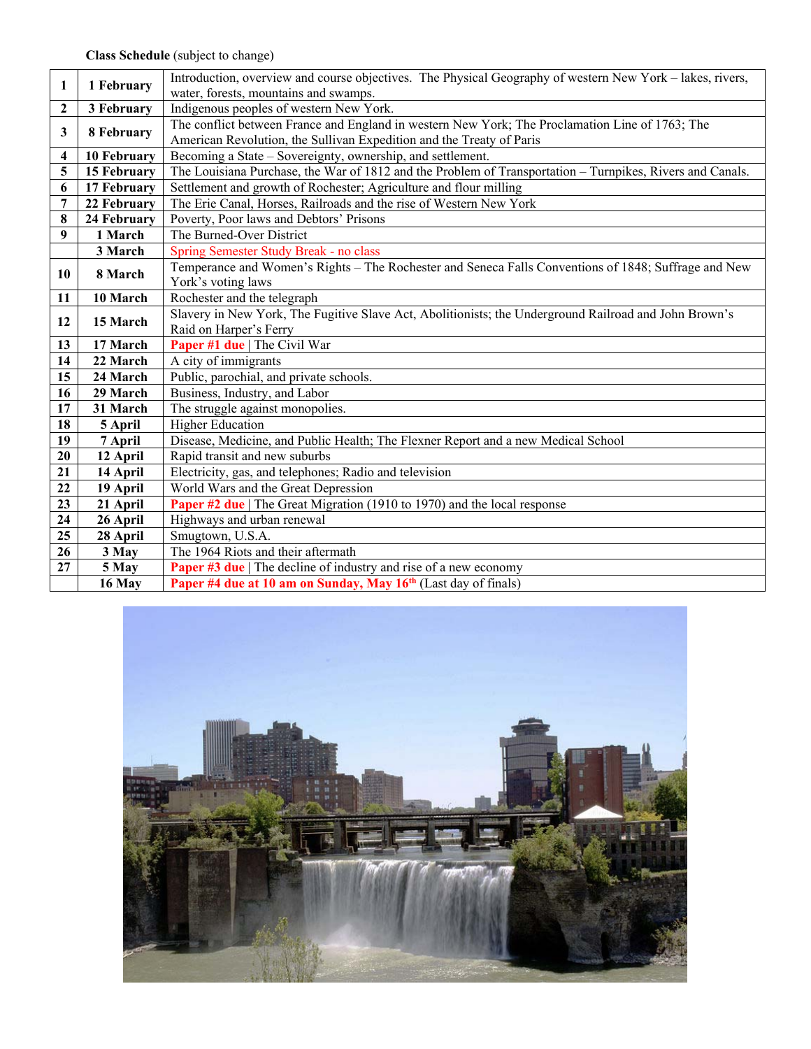**Class Schedule** (subject to change)

| | | |
|---|---|---|
| **1** | **1 February** | Introduction, overview and course objectives. The Physical Geography of western New York – lakes, rivers, water, forests, mountains and swamps. |
| **2** | **3 February** | Indigenous peoples of western New York. |
| **3** | **8 February** | The conflict between France and England in western New York; The Proclamation Line of 1763; The American Revolution, the Sullivan Expedition and the Treaty of Paris |
| **4** | **10 February** | Becoming a State – Sovereignty, ownership, and settlement. |
| **5** | **15 February** | The Louisiana Purchase, the War of 1812 and the Problem of Transportation – Turnpikes, Rivers and Canals. |
| **6** | **17 February** | Settlement and growth of Rochester; Agriculture and flour milling |
| **7** | **22 February** | The Erie Canal, Horses, Railroads and the rise of Western New York |
| **8** | **24 February** | Poverty, Poor laws and Debtors' Prisons |
| **9** | **1 March** | The Burned-Over District |
| | **3 March** | Spring Semester Study Break - no class |
| **10** | **8 March** | Temperance and Women's Rights – The Rochester and Seneca Falls Conventions of 1848; Suffrage and New York's voting laws |
| **11** | **10 March** | Rochester and the telegraph |
| **12** | **15 March** | Slavery in New York, The Fugitive Slave Act, Abolitionists; the Underground Railroad and John Brown's Raid on Harper's Ferry |
| **13** | **17 March** | **Paper #1 due** \| The Civil War |
| **14** | **22 March** | A city of immigrants |
| **15** | **24 March** | Public, parochial, and private schools. |
| **16** | **29 March** | Business, Industry, and Labor |
| **17** | **31 March** | The struggle against monopolies. |
| **18** | **5 April** | Higher Education |
| **19** | **7 April** | Disease, Medicine, and Public Health; The Flexner Report and a new Medical School |
| **20** | **12 April** | Rapid transit and new suburbs |
| **21** | **14 April** | Electricity, gas, and telephones; Radio and television |
| **22** | **19 April** | World Wars and the Great Depression |
| **23** | **21 April** | **Paper #2 due** \| The Great Migration (1910 to 1970) and the local response |
| **24** | **26 April** | Highways and urban renewal |
| **25** | **28 April** | Smugtown, U.S.A. |
| **26** | **3 May** | The 1964 Riots and their aftermath |
| **27** | **5 May** | **Paper #3 due** \| The decline of industry and rise of a new economy |
| | **16 May** | **Paper #4 due at 10 am on Sunday, May 16th** (Last day of finals) |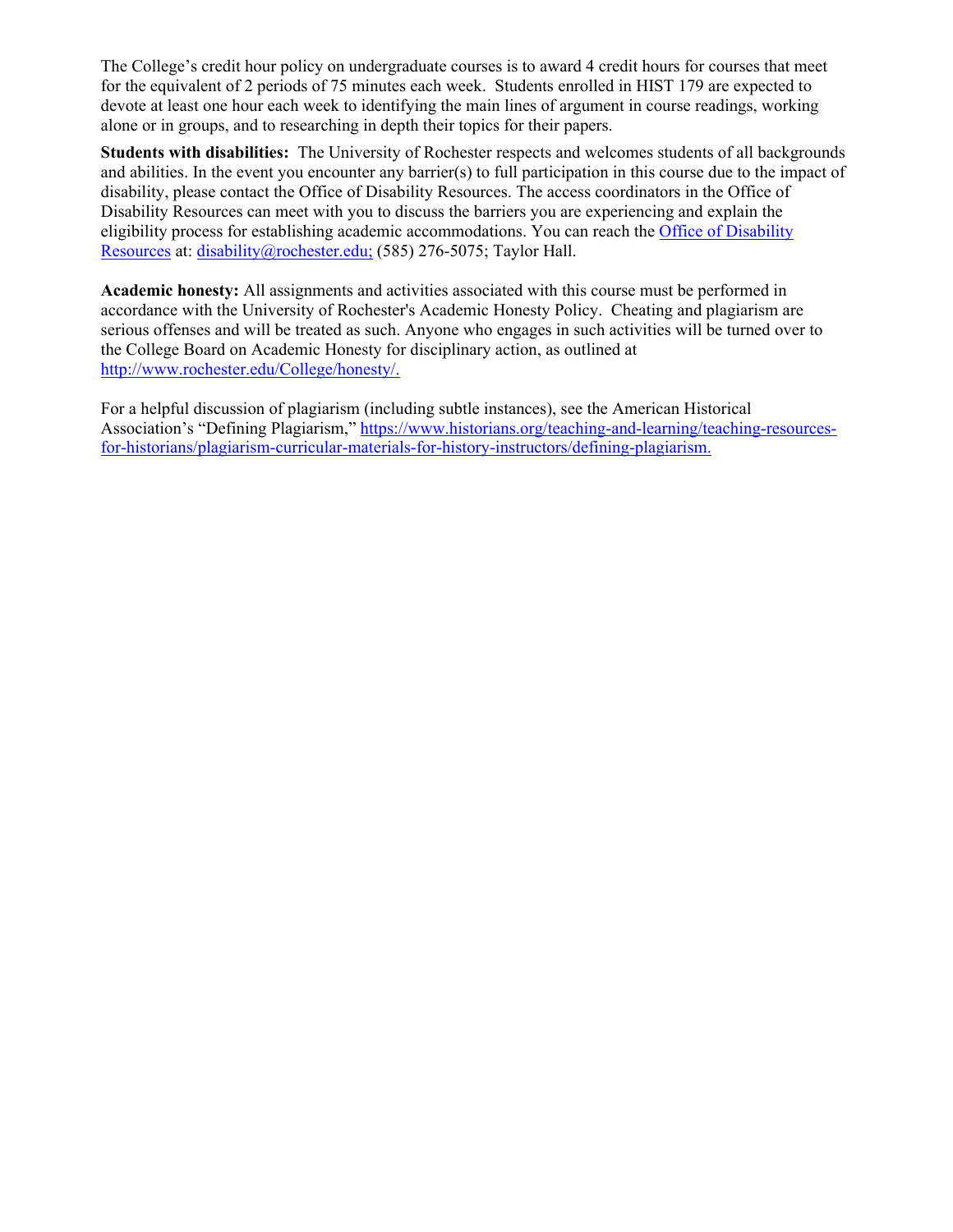The College's credit hour policy on undergraduate courses is to award 4 credit hours for courses that meet for the equivalent of 2 periods of 75 minutes each week. Students enrolled in HIST 179 are expected to devote at least one hour each week to identifying the main lines of argument in course readings, working alone or in groups, and to researching in depth their topics for their papers.

**Students with disabilities:** The University of Rochester respects and welcomes students of all backgrounds and abilities. In the event you encounter any barrier(s) to full participation in this course due to the impact of disability, please contact the Office of Disability Resources. The access coordinators in the Office of Disability Resources can meet with you to discuss the barriers you are experiencing and explain the eligibility process for establishing academic accommodations. You can reach the Office of Disability Resources at: disability@rochester.edu; (585) 276-5075; Taylor Hall.

**Academic honesty:** All assignments and activities associated with this course must be performed in accordance with the University of Rochester's Academic Honesty Policy. Cheating and plagiarism are serious offenses and will be treated as such. Anyone who engages in such activities will be turned over to the College Board on Academic Honesty for disciplinary action, as outlined at http://www.rochester.edu/College/honesty/.

For a helpful discussion of plagiarism (including subtle instances), see the American Historical Association's "Defining Plagiarism," https://www.historians.org/teaching-and-learning/teaching-resources-for-historians/plagiarism-curricular-materials-for-history-instructors/defining-plagiarism.